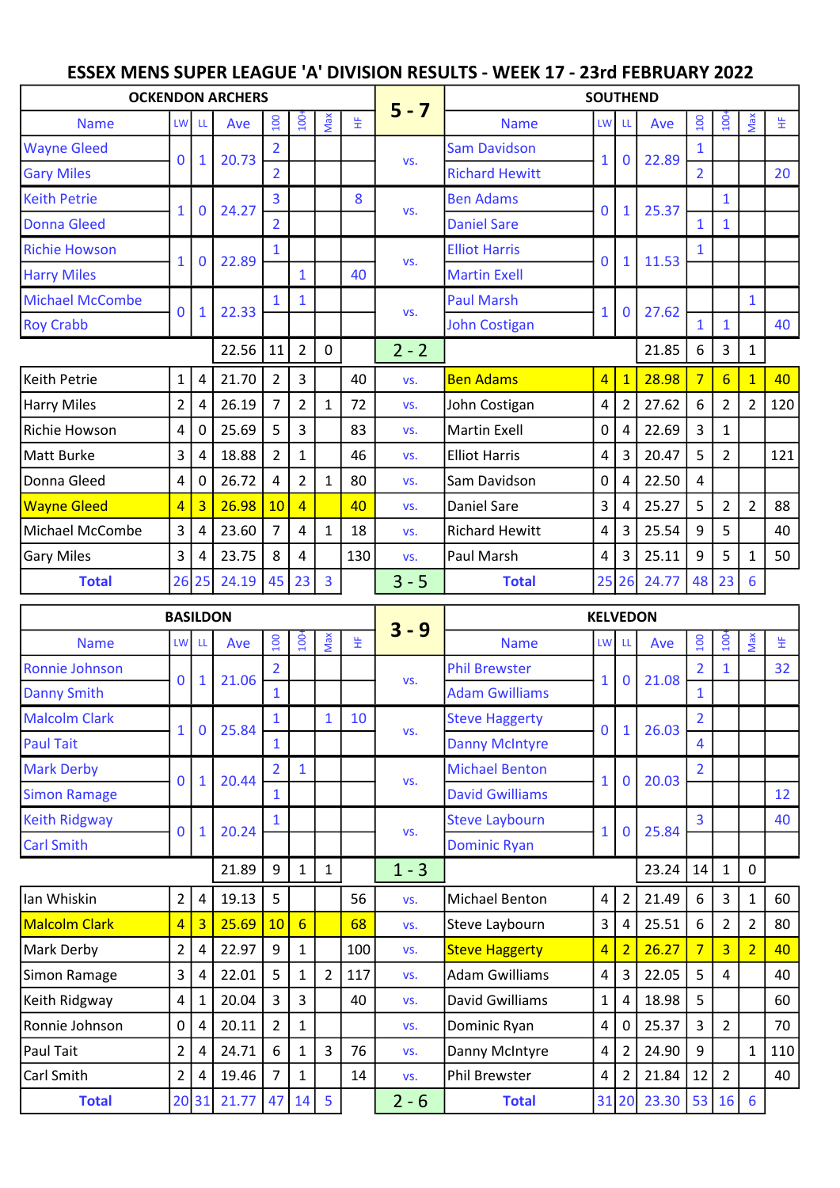# ESSEX MENS SUPER LEAGUE 'A' DIVISION RESULTS - WEEK 17 - 23rd FEBRUARY 2022

## OCKENDON ARCHERS 5 - 7 SOUTHEND

| Name | LW | LL | Ave | 100 | 100+ | Max | HF | | Name | LW | LL | Ave | 100 | 100+ | Max | HF |
|---|---|---|---|---|---|---|---|---|---|---|---|---|---|---|---|---|
| Wayne Gleed | 0 | 1 | 20.73 | 2 | | | | vs. | Sam Davidson | 1 | 0 | 22.89 | 1 | | | |
| Gary Miles | | | | 2 | | | | | Richard Hewitt | | | | 2 | | | 20 |
| Keith Petrie | 1 | 0 | 24.27 | 3 | | | 8 | vs. | Ben Adams | 0 | 1 | 25.37 | | 1 | | |
| Donna Gleed | | | | 2 | | | | | Daniel Sare | | | | 1 | 1 | | |
| Richie Howson | 1 | 0 | 22.89 | 1 | | | | vs. | Elliot Harris | 0 | 1 | 11.53 | 1 | | | |
| Harry Miles | | | | | 1 | | 40 | | Martin Exell | | | | | | | |
| Michael McCombe | 0 | 1 | 22.33 | 1 | 1 | | | vs. | Paul Marsh | 1 | 0 | 27.62 | | | 1 | |
| Roy Crabb | | | | | | | | | John Costigan | | | | 1 | 1 | | 40 |
| | | | 22.56 | 11 | 2 | 0 | | 2 - 2 | | | | 21.85 | 6 | 3 | 1 | |
| Keith Petrie | 1 | 4 | 21.70 | 2 | 3 | | 40 | vs. | Ben Adams | 4 | 1 | 28.98 | 7 | 6 | 1 | 40 |
| Harry Miles | 2 | 4 | 26.19 | 7 | 2 | 1 | 72 | vs. | John Costigan | 4 | 2 | 27.62 | 6 | 2 | 2 | 120 |
| Richie Howson | 4 | 0 | 25.69 | 5 | 3 | | 83 | vs. | Martin Exell | 0 | 4 | 22.69 | 3 | 1 | | |
| Matt Burke | 3 | 4 | 18.88 | 2 | 1 | | 46 | vs. | Elliot Harris | 4 | 3 | 20.47 | 5 | 2 | | 121 |
| Donna Gleed | 4 | 0 | 26.72 | 4 | 2 | 1 | 80 | vs. | Sam Davidson | 0 | 4 | 22.50 | 4 | | | |
| Wayne Gleed | 4 | 3 | 26.98 | 10 | 4 | | 40 | vs. | Daniel Sare | 3 | 4 | 25.27 | 5 | 2 | 2 | 88 |
| Michael McCombe | 3 | 4 | 23.60 | 7 | 4 | 1 | 18 | vs. | Richard Hewitt | 4 | 3 | 25.54 | 9 | 5 | | 40 |
| Gary Miles | 3 | 4 | 23.75 | 8 | 4 | | 130 | vs. | Paul Marsh | 4 | 3 | 25.11 | 9 | 5 | 1 | 50 |
| **Total** | 26 | 25 | 24.19 | 45 | 23 | 3 | | 3 - 5 | **Total** | 25 | 26 | 24.77 | 48 | 23 | 6 | |

## BASILDON 3 - 9 KELVEDON

| Name | LW | LL | Ave | 100 | 100+ | Max | HF | | Name | LW | LL | Ave | 100 | 100+ | Max | HF |
|---|---|---|---|---|---|---|---|---|---|---|---|---|---|---|---|---|
| Ronnie Johnson | 0 | 1 | 21.06 | 2 | | | | vs. | Phil Brewster | 1 | 0 | 21.08 | 2 | 1 | | 32 |
| Danny Smith | | | | 1 | | | | | Adam Gwilliams | | | | 1 | | | |
| Malcolm Clark | 1 | 0 | 25.84 | 1 | | 1 | 10 | vs. | Steve Haggerty | 0 | 1 | 26.03 | 2 | | | |
| Paul Tait | | | | 1 | | | | | Danny McIntyre | | | | 4 | | | |
| Mark Derby | 0 | 1 | 20.44 | 2 | 1 | | | vs. | Michael Benton | 1 | 0 | 20.03 | 2 | | | |
| Simon Ramage | | | | 1 | | | | | David Gwilliams | | | | | | | 12 |
| Keith Ridgway | 0 | 1 | 20.24 | 1 | | | | vs. | Steve Laybourn | 1 | 0 | 25.84 | 3 | | | 40 |
| Carl Smith | | | | | | | | | Dominic Ryan | | | | | | | |
| | | | 21.89 | 9 | 1 | 1 | | 1 - 3 | | | | 23.24 | 14 | 1 | 0 | |
| Ian Whiskin | 2 | 4 | 19.13 | 5 | | | 56 | vs. | Michael Benton | 4 | 2 | 21.49 | 6 | 3 | 1 | 60 |
| Malcolm Clark | 4 | 3 | 25.69 | 10 | 6 | | 68 | vs. | Steve Laybourn | 3 | 4 | 25.51 | 6 | 2 | 2 | 80 |
| Mark Derby | 2 | 4 | 22.97 | 9 | 1 | | 100 | vs. | Steve Haggerty | 4 | 2 | 26.27 | 7 | 3 | 2 | 40 |
| Simon Ramage | 3 | 4 | 22.01 | 5 | 1 | 2 | 117 | vs. | Adam Gwilliams | 4 | 3 | 22.05 | 5 | 4 | | 40 |
| Keith Ridgway | 4 | 1 | 20.04 | 3 | 3 | | 40 | vs. | David Gwilliams | 1 | 4 | 18.98 | 5 | | | 60 |
| Ronnie Johnson | 0 | 4 | 20.11 | 2 | 1 | | | vs. | Dominic Ryan | 4 | 0 | 25.37 | 3 | 2 | | 70 |
| Paul Tait | 2 | 4 | 24.71 | 6 | 1 | 3 | 76 | vs. | Danny McIntyre | 4 | 2 | 24.90 | 9 | | 1 | 110 |
| Carl Smith | 2 | 4 | 19.46 | 7 | 1 | | 14 | vs. | Phil Brewster | 4 | 2 | 21.84 | 12 | 2 | | 40 |
| **Total** | 20 | 31 | 21.77 | 47 | 14 | 5 | | 2 - 6 | **Total** | 31 | 20 | 23.30 | 53 | 16 | 6 | |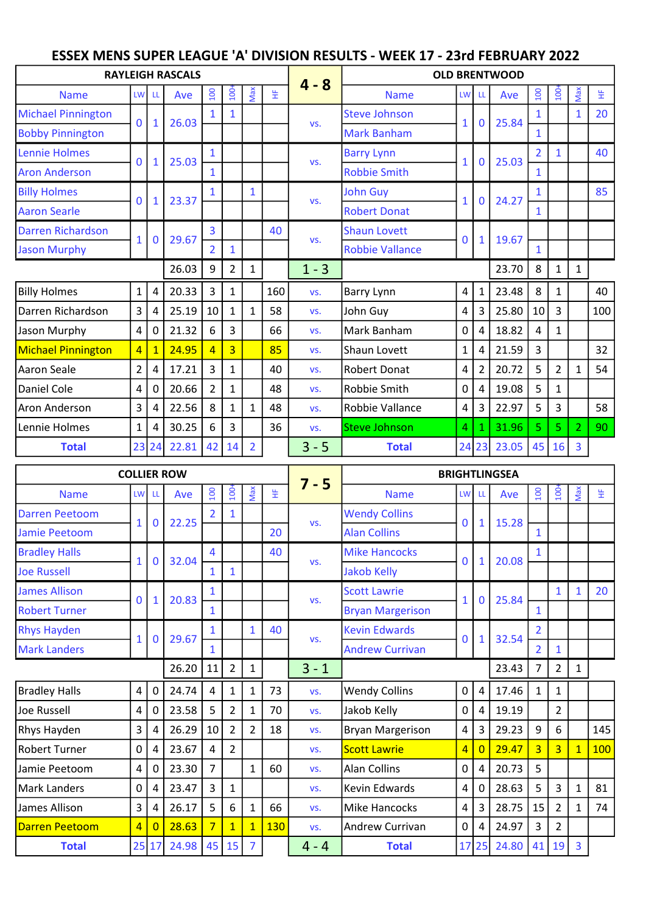# ESSEX MENS SUPER LEAGUE 'A' DIVISION RESULTS - WEEK 17 - 23rd FEBRUARY 2022

| RAYLEIGH RASCALS | | | | | | | | 4 - 8 | OLD BRENTWOOD | | | | | | | |
|---|---|---|---|---|---|---|---|---|---|---|---|---|---|---|---|---|
| Name | LW | LL | Ave | 100 | 100+ | Max | HF | | Name | LW | LL | Ave | 100 | 100+ | Max | HF |
| Michael Pinnington | 0 | 1 | 26.03 | 1 | 1 | | | vs. | Steve Johnson | 1 | 0 | 25.84 | 1 | | 1 | 20 |
| Bobby Pinnington | | | | | | | | | Mark Banham | | | | 1 | | | |
| Lennie Holmes | 0 | 1 | 25.03 | 1 | | | | vs. | Barry Lynn | 1 | 0 | 25.03 | 2 | 1 | | 40 |
| Aron Anderson | | | | 1 | | | | | Robbie Smith | | | | 1 | | | |
| Billy Holmes | 0 | 1 | 23.37 | 1 | | 1 | | vs. | John Guy | 1 | 0 | 24.27 | 1 | | | 85 |
| Aaron Searle | | | | | | | | | Robert Donat | | | | 1 | | | |
| Darren Richardson | 1 | 0 | 29.67 | 3 | | | 40 | vs. | Shaun Lovett | 0 | 1 | 19.67 | | | | |
| Jason Murphy | | | | 2 | 1 | | | | Robbie Vallance | | | | 1 | | | |
| | | | 26.03 | 9 | 2 | 1 | | 1 - 3 | | | | 23.70 | 8 | 1 | 1 | |
| Billy Holmes | 1 | 4 | 20.33 | 3 | 1 | | 160 | vs. | Barry Lynn | 4 | 1 | 23.48 | 8 | 1 | | 40 |
| Darren Richardson | 3 | 4 | 25.19 | 10 | 1 | 1 | 58 | vs. | John Guy | 4 | 3 | 25.80 | 10 | 3 | | 100 |
| Jason Murphy | 4 | 0 | 21.32 | 6 | 3 | | 66 | vs. | Mark Banham | 0 | 4 | 18.82 | 4 | 1 | | |
| Michael Pinnington | 4 | 1 | 24.95 | 4 | 3 | | 85 | vs. | Shaun Lovett | 1 | 4 | 21.59 | 3 | | | 32 |
| Aaron Seale | 2 | 4 | 17.21 | 3 | 1 | | 40 | vs. | Robert Donat | 4 | 2 | 20.72 | 5 | 2 | 1 | 54 |
| Daniel Cole | 4 | 0 | 20.66 | 2 | 1 | | 48 | vs. | Robbie Smith | 0 | 4 | 19.08 | 5 | 1 | | |
| Aron Anderson | 3 | 4 | 22.56 | 8 | 1 | 1 | 48 | vs. | Robbie Vallance | 4 | 3 | 22.97 | 5 | 3 | | 58 |
| Lennie Holmes | 1 | 4 | 30.25 | 6 | 3 | | 36 | vs. | Steve Johnson | 4 | 1 | 31.96 | 5 | 5 | 2 | 90 |
| **Total** | 23 | 24 | 22.81 | 42 | 14 | 2 | | 3 - 5 | **Total** | 24 | 23 | 23.05 | 45 | 16 | 3 | |

| COLLIER ROW | | | | | | | | 7 - 5 | BRIGHTLINGSEA | | | | | | | |
|---|---|---|---|---|---|---|---|---|---|---|---|---|---|---|---|---|
| Name | LW | LL | Ave | 100 | 100+ | Max | HF | | Name | LW | LL | Ave | 100 | 100+ | Max | HF |
| Darren Peetoom | 1 | 0 | 22.25 | 2 | 1 | | | vs. | Wendy Collins | 0 | 1 | 15.28 | | | | |
| Jamie Peetoom | | | | | | | 20 | | Alan Collins | | | | 1 | | | |
| Bradley Halls | 1 | 0 | 32.04 | 4 | | | 40 | vs. | Mike Hancocks | 0 | 1 | 20.08 | 1 | | | |
| Joe Russell | | | | 1 | 1 | | | | Jakob Kelly | | | | | | | |
| James Allison | 0 | 1 | 20.83 | 1 | | | | vs. | Scott Lawrie | 1 | 0 | 25.84 | | 1 | 1 | 20 |
| Robert Turner | | | | 1 | | | | | Bryan Margerison | | | | 1 | | | |
| Rhys Hayden | 1 | 0 | 29.67 | 1 | | 1 | 40 | vs. | Kevin Edwards | 0 | 1 | 32.54 | 2 | | | |
| Mark Landers | | | | 1 | | | | | Andrew Currivan | | | | 2 | 1 | | |
| | | | 26.20 | 11 | 2 | 1 | | 3 - 1 | | | | 23.43 | 7 | 2 | 1 | |
| Bradley Halls | 4 | 0 | 24.74 | 4 | 1 | 1 | 73 | vs. | Wendy Collins | 0 | 4 | 17.46 | 1 | 1 | | |
| Joe Russell | 4 | 0 | 23.58 | 5 | 2 | 1 | 70 | vs. | Jakob Kelly | 0 | 4 | 19.19 | | 2 | | |
| Rhys Hayden | 3 | 4 | 26.29 | 10 | 2 | 2 | 18 | vs. | Bryan Margerison | 4 | 3 | 29.23 | 9 | 6 | | 145 |
| Robert Turner | 0 | 4 | 23.67 | 4 | 2 | | | vs. | Scott Lawrie | 4 | 0 | 29.47 | 3 | 3 | 1 | 100 |
| Jamie Peetoom | 4 | 0 | 23.30 | 7 | | 1 | 60 | vs. | Alan Collins | 0 | 4 | 20.73 | 5 | | | |
| Mark Landers | 0 | 4 | 23.47 | 3 | 1 | | | vs. | Kevin Edwards | 4 | 0 | 28.63 | 5 | 3 | 1 | 81 |
| James Allison | 3 | 4 | 26.17 | 5 | 6 | 1 | 66 | vs. | Mike Hancocks | 4 | 3 | 28.75 | 15 | 2 | 1 | 74 |
| Darren Peetoom | 4 | 0 | 28.63 | 7 | 1 | 1 | 130 | vs. | Andrew Currivan | 0 | 4 | 24.97 | 3 | 2 | | |
| **Total** | 25 | 17 | 24.98 | 45 | 15 | 7 | | 4 - 4 | **Total** | 17 | 25 | 24.80 | 41 | 19 | 3 | |